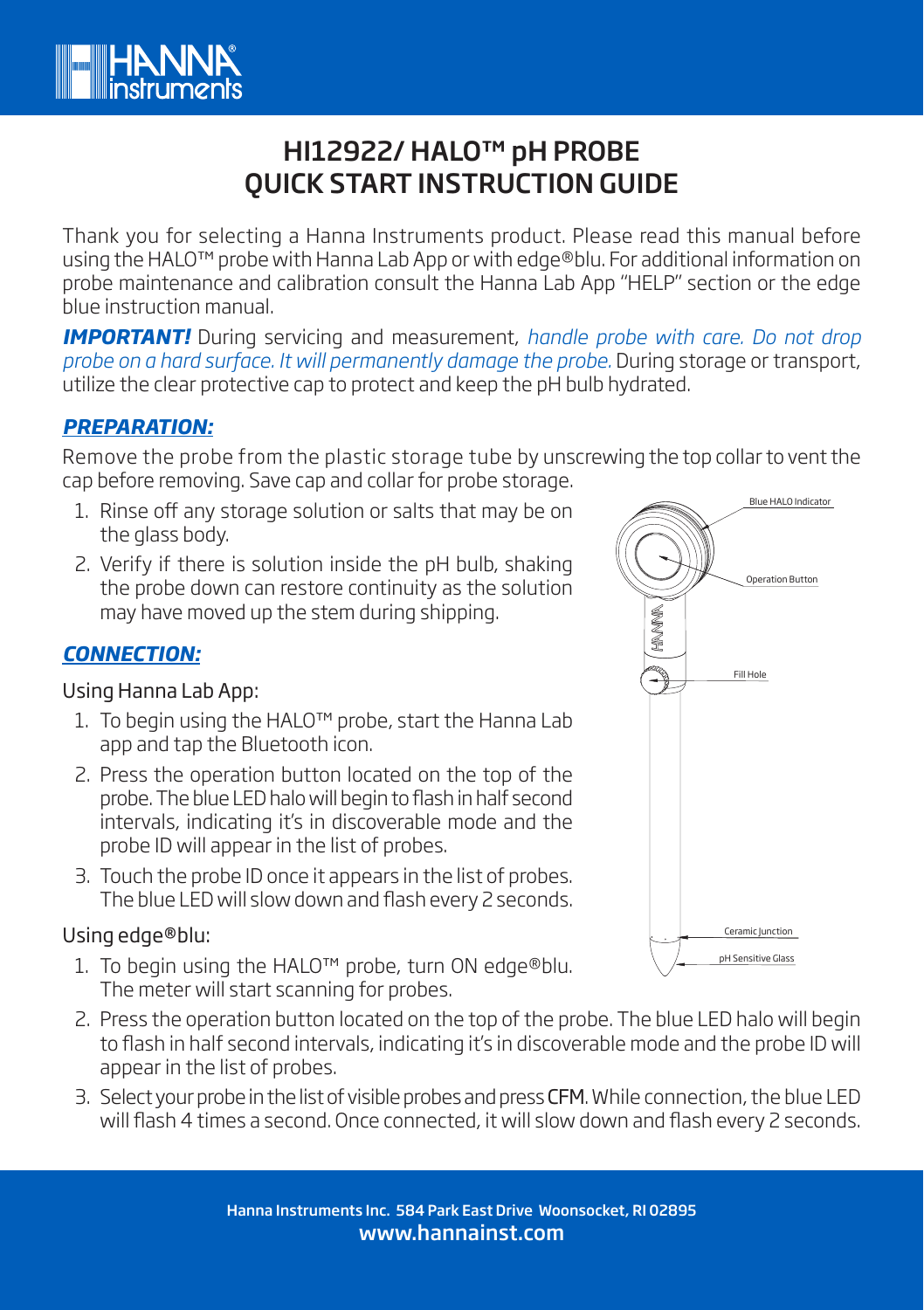# HI12922/ HALO™ pH PROBE QUICK START INSTRUCTION GUIDE

Thank you for selecting a Hanna Instruments product. Please read this manual before using the HALO™ probe with Hanna Lab App or with edge®blu. For additional information on probe maintenance and calibration consult the Hanna Lab App "HELP" section or the edge blue instruction manual.

***IMPORTANT!*** During servicing and measurement, *handle probe with care. Do not drop probe on a hard surface. It will permanently damage the probe.* During storage or transport, utilize the clear protective cap to protect and keep the pH bulb hydrated.

## ***PREPARATION:***

Remove the probe from the plastic storage tube by unscrewing the top collar to vent the cap before removing. Save cap and collar for probe storage.

1. Rinse off any storage solution or salts that may be on the glass body.
2. Verify if there is solution inside the pH bulb, shaking the probe down can restore continuity as the solution may have moved up the stem during shipping.

Blue HALO Indicator

Operation Button

Fill Hole

Ceramic Junction

pH Sensitive Glass

## ***CONNECTION:***

Using Hanna Lab App:

1. To begin using the HALO™ probe, start the Hanna Lab app and tap the Bluetooth icon.
2. Press the operation button located on the top of the probe. The blue LED halo will begin to flash in half second intervals, indicating it's in discoverable mode and the probe ID will appear in the list of probes.
3. Touch the probe ID once it appears in the list of probes. The blue LED will slow down and flash every 2 seconds.

Using edge®blu:

1. To begin using the HALO™ probe, turn ON edge®blu. The meter will start scanning for probes.
2. Press the operation button located on the top of the probe. The blue LED halo will begin to flash in half second intervals, indicating it's in discoverable mode and the probe ID will appear in the list of probes.
3. Select your probe in the list of visible probes and press CFM. While connection, the blue LED will flash 4 times a second. Once connected, it will slow down and flash every 2 seconds.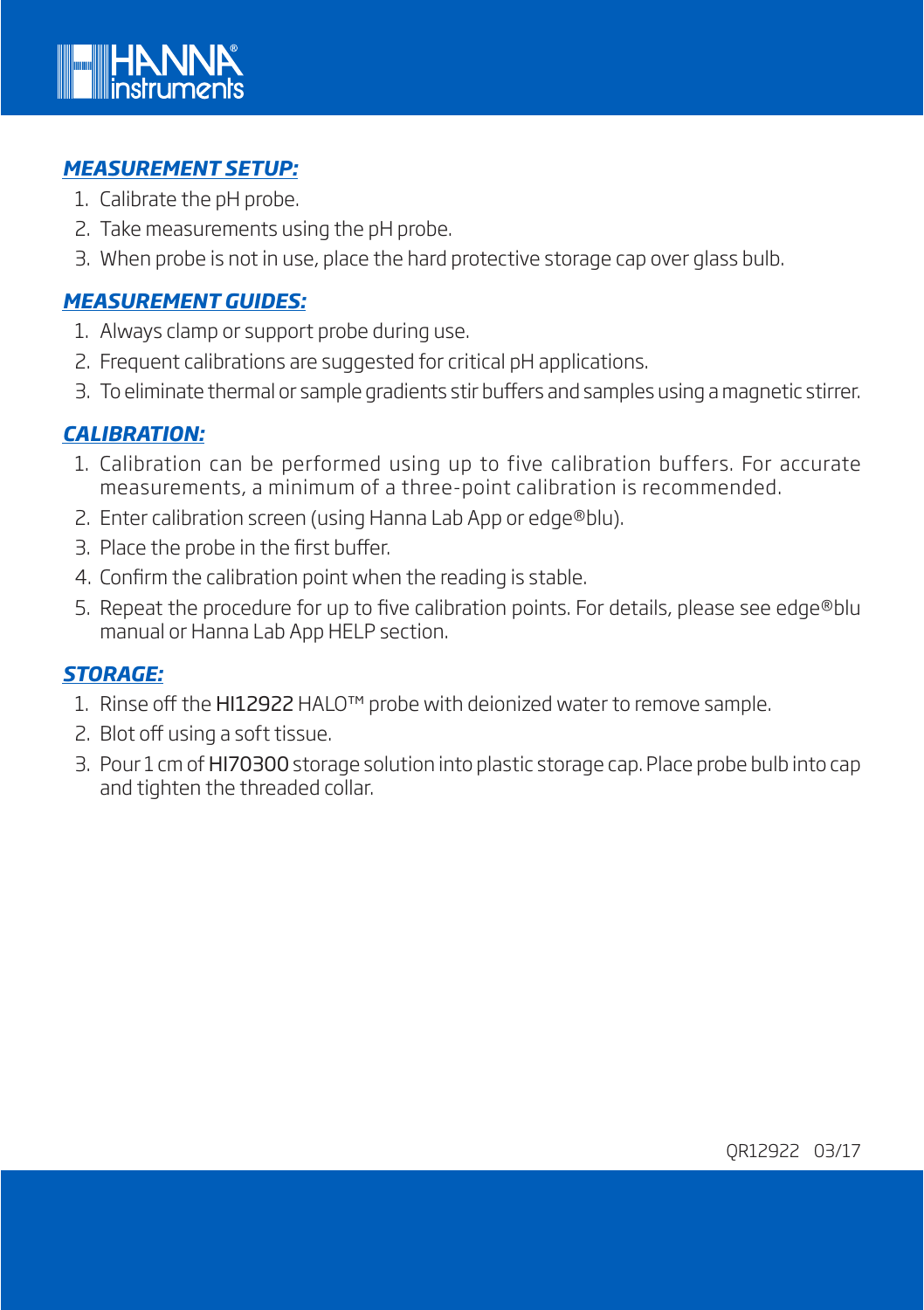## ***MEASUREMENT SETUP:***

1. Calibrate the pH probe.
2. Take measurements using the pH probe.
3. When probe is not in use, place the hard protective storage cap over glass bulb.

## ***MEASUREMENT GUIDES:***

1. Always clamp or support probe during use.
2. Frequent calibrations are suggested for critical pH applications.
3. To eliminate thermal or sample gradients stir buffers and samples using a magnetic stirrer.

## ***CALIBRATION:***

1. Calibration can be performed using up to five calibration buffers. For accurate measurements, a minimum of a three-point calibration is recommended.
2. Enter calibration screen (using Hanna Lab App or edge®blu).
3. Place the probe in the first buffer.
4. Confirm the calibration point when the reading is stable.
5. Repeat the procedure for up to five calibration points. For details, please see edge®blu manual or Hanna Lab App HELP section.

## ***STORAGE:***

1. Rinse off the HI12922 HALO™ probe with deionized water to remove sample.
2. Blot off using a soft tissue.
3. Pour 1 cm of HI70300 storage solution into plastic storage cap. Place probe bulb into cap and tighten the threaded collar.

QR12922 03/17